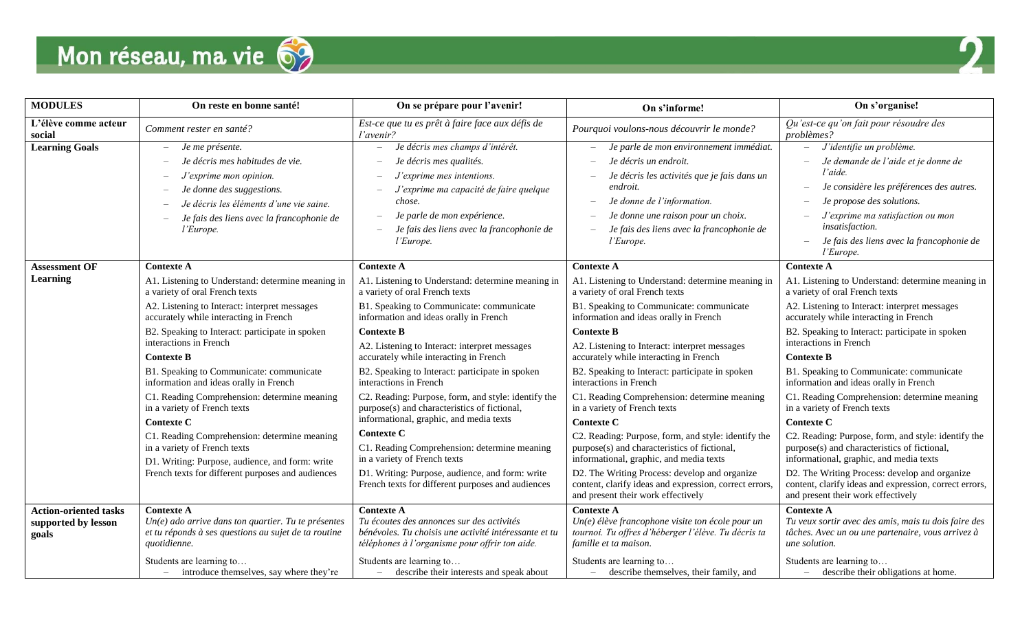# Mon réseau, ma vie

| MODULES | On reste en bonne santé! | On se prépare pour l'avenir! | On s'informe! | On s'organise! |
|---|---|---|---|---|
| **L'élève comme acteur social** | *Comment rester en santé?* | *Est-ce que tu es prêt à faire face aux défis de l'avenir?* | *Pourquoi voulons-nous découvrir le monde?* | *Qu'est-ce qu'on fait pour résoudre des problèmes?* |
| **Learning Goals** | – *Je me présente.*<br>– *Je décris mes habitudes de vie.*<br>– *J'exprime mon opinion.*<br>– *Je donne des suggestions.*<br>– *Je décris les éléments d'une vie saine.*<br>– *Je fais des liens avec la francophonie de l'Europe.* | – *Je décris mes champs d'intérêt.*<br>– *Je décris mes qualités.*<br>– *J'exprime mes intentions.*<br>– *J'exprime ma capacité de faire quelque chose.*<br>– *Je parle de mon expérience.*<br>– *Je fais des liens avec la francophonie de l'Europe.* | – *Je parle de mon environnement immédiat.*<br>– *Je décris un endroit.*<br>– *Je décris les activités que je fais dans un endroit.*<br>– *Je donne de l'information.*<br>– *Je donne une raison pour un choix.*<br>– *Je fais des liens avec la francophonie de l'Europe.* | – *J'identifie un problème.*<br>– *Je demande de l'aide et je donne de l'aide.*<br>– *Je considère les préférences des autres.*<br>– *Je propose des solutions.*<br>– *J'exprime ma satisfaction ou mon insatisfaction.*<br>– *Je fais des liens avec la francophonie de l'Europe.* |
| **Assessment OF Learning** | **Contexte A**<br>A1. Listening to Understand: determine meaning in a variety of oral French texts<br>A2. Listening to Interact: interpret messages accurately while interacting in French<br>B2. Speaking to Interact: participate in spoken interactions in French<br>**Contexte B**<br>B1. Speaking to Communicate: communicate information and ideas orally in French<br>C1. Reading Comprehension: determine meaning in a variety of French texts<br>**Contexte C**<br>C1. Reading Comprehension: determine meaning in a variety of French texts<br>D1. Writing: Purpose, audience, and form: write French texts for different purposes and audiences | **Contexte A**<br>A1. Listening to Understand: determine meaning in a variety of oral French texts<br>B1. Speaking to Communicate: communicate information and ideas orally in French<br>**Contexte B**<br>A2. Listening to Interact: interpret messages accurately while interacting in French<br>B2. Speaking to Interact: participate in spoken interactions in French<br>C2. Reading: Purpose, form, and style: identify the purpose(s) and characteristics of fictional, informational, graphic, and media texts<br>**Contexte C**<br>C1. Reading Comprehension: determine meaning in a variety of French texts<br>D1. Writing: Purpose, audience, and form: write French texts for different purposes and audiences | **Contexte A**<br>A1. Listening to Understand: determine meaning in a variety of oral French texts<br>B1. Speaking to Communicate: communicate information and ideas orally in French<br>**Contexte B**<br>A2. Listening to Interact: interpret messages accurately while interacting in French<br>B2. Speaking to Interact: participate in spoken interactions in French<br>C1. Reading Comprehension: determine meaning in a variety of French texts<br>**Contexte C**<br>C2. Reading: Purpose, form, and style: identify the purpose(s) and characteristics of fictional, informational, graphic, and media texts<br>D2. The Writing Process: develop and organize content, clarify ideas and expression, correct errors, and present their work effectively | **Contexte A**<br>A1. Listening to Understand: determine meaning in a variety of oral French texts<br>A2. Listening to Interact: interpret messages accurately while interacting in French<br>B2. Speaking to Interact: participate in spoken interactions in French<br>**Contexte B**<br>B1. Speaking to Communicate: communicate information and ideas orally in French<br>C1. Reading Comprehension: determine meaning in a variety of French texts<br>**Contexte C**<br>C2. Reading: Purpose, form, and style: identify the purpose(s) and characteristics of fictional, informational, graphic, and media texts<br>D2. The Writing Process: develop and organize content, clarify ideas and expression, correct errors, and present their work effectively |
| **Action-oriented tasks supported by lesson goals** | **Contexte A**<br>*Un(e) ado arrive dans ton quartier. Tu te présentes et tu réponds à ses questions au sujet de ta routine quotidienne.*<br>Students are learning to…<br>– introduce themselves, say where they're | **Contexte A**<br>*Tu écoutes des annonces sur des activités bénévoles. Tu choisis une activité intéressante et tu téléphones à l'organisme pour offrir ton aide.*<br>Students are learning to…<br>– describe their interests and speak about | **Contexte A**<br>*Un(e) élève francophone visite ton école pour un tournoi. Tu offres d'héberger l'élève. Tu décris ta famille et ta maison.*<br>Students are learning to…<br>– describe themselves, their family, and | **Contexte A**<br>*Tu veux sortir avec des amis, mais tu dois faire des tâches. Avec un ou une partenaire, vous arrivez à une solution.*<br>Students are learning to…<br>– describe their obligations at home. |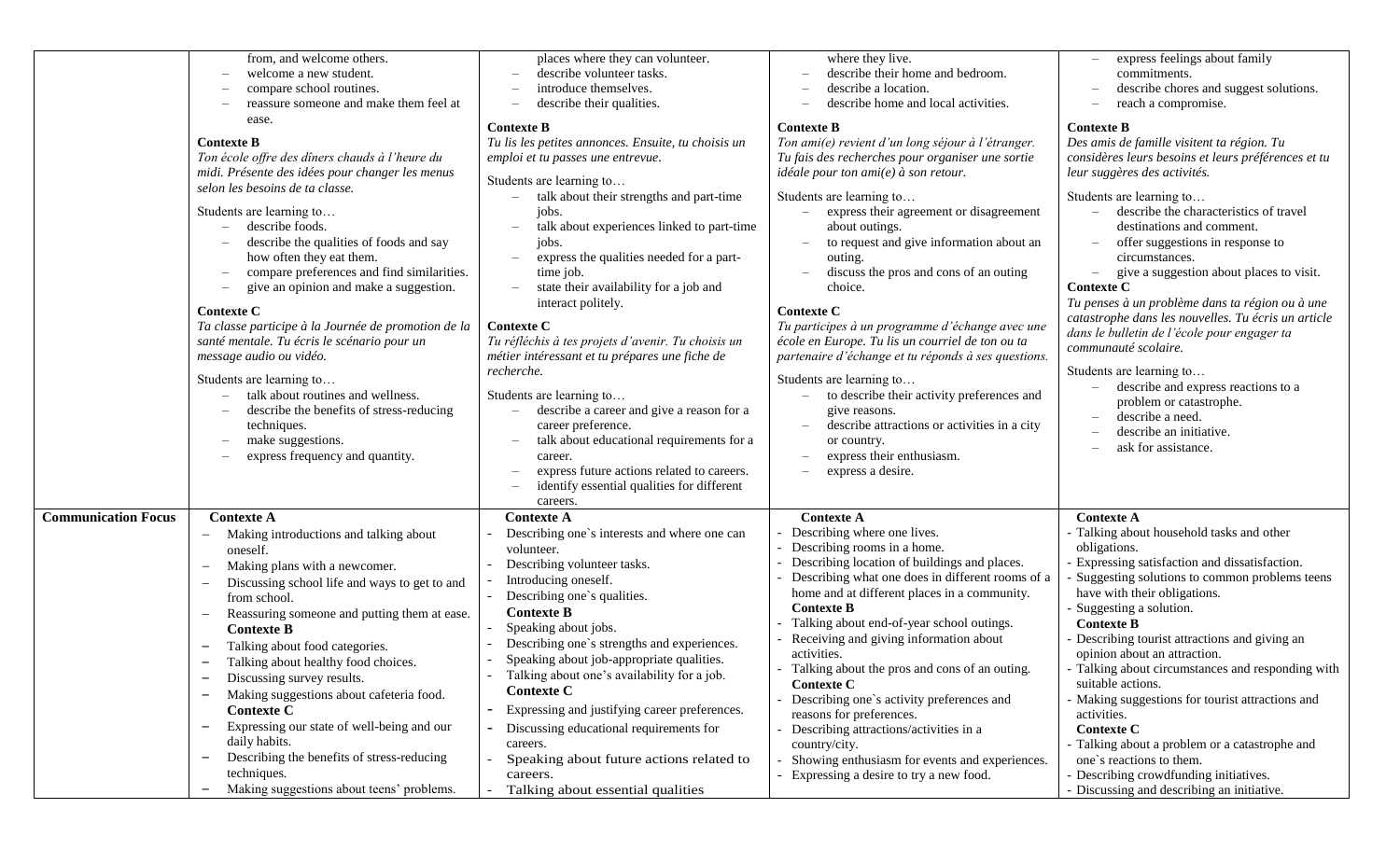| | | | | |
|---|---|---|---|---|
| | from, and welcome others.<br>– welcome a new student.<br>– compare school routines.<br>– reassure someone and make them feel at ease.<br><br>**Contexte B**<br>*Ton école offre des dîners chauds à l'heure du midi. Présente des idées pour changer les menus selon les besoins de ta classe.*<br><br>Students are learning to…<br>– describe foods.<br>– describe the qualities of foods and say how often they eat them.<br>– compare preferences and find similarities.<br>– give an opinion and make a suggestion.<br><br>**Contexte C**<br>*Ta classe participe à la Journée de promotion de la santé mentale. Tu écris le scénario pour un message audio ou vidéo.*<br><br>Students are learning to…<br>– talk about routines and wellness.<br>– describe the benefits of stress-reducing techniques.<br>– make suggestions.<br>– express frequency and quantity. | places where they can volunteer.<br>– describe volunteer tasks.<br>– introduce themselves.<br>– describe their qualities.<br><br>**Contexte B**<br>*Tu lis les petites annonces. Ensuite, tu choisis un emploi et tu passes une entrevue.*<br><br>Students are learning to…<br>– talk about their strengths and part-time jobs.<br>– talk about experiences linked to part-time jobs.<br>– express the qualities needed for a part-time job.<br>– state their availability for a job and interact politely.<br><br>**Contexte C**<br>*Tu réfléchis à tes projets d'avenir. Tu choisis un métier intéressant et tu prépares une fiche de recherche.*<br><br>Students are learning to…<br>– describe a career and give a reason for a career preference.<br>– talk about educational requirements for a career.<br>– express future actions related to careers.<br>– identify essential qualities for different careers. | where they live.<br>– describe their home and bedroom.<br>– describe a location.<br>– describe home and local activities.<br><br>**Contexte B**<br>*Ton ami(e) revient d'un long séjour à l'étranger. Tu fais des recherches pour organiser une sortie idéale pour ton ami(e) à son retour.*<br><br>Students are learning to…<br>– express their agreement or disagreement about outings.<br>– to request and give information about an outing.<br>– discuss the pros and cons of an outing choice.<br><br>**Contexte C**<br>*Tu participes à un programme d'échange avec une école en Europe. Tu lis un courriel de ton ou ta partenaire d'échange et tu réponds à ses questions.*<br><br>Students are learning to…<br>– to describe their activity preferences and give reasons.<br>– describe attractions or activities in a city or country.<br>– express their enthusiasm.<br>– express a desire. | – express feelings about family commitments.<br>– describe chores and suggest solutions.<br>– reach a compromise.<br><br>**Contexte B**<br>*Des amis de famille visitent ta région. Tu considères leurs besoins et leurs préférences et tu leur suggères des activités.*<br><br>Students are learning to…<br>– describe the characteristics of travel destinations and comment.<br>– offer suggestions in response to circumstances.<br>– give a suggestion about places to visit.<br>**Contexte C**<br>*Tu penses à un problème dans ta région ou à une catastrophe dans les nouvelles. Tu écris un article dans le bulletin de l'école pour engager ta communauté scolaire.*<br><br>Students are learning to…<br>– describe and express reactions to a problem or catastrophe.<br>– describe a need.<br>– describe an initiative.<br>– ask for assistance. |
| **Communication Focus** | **Contexte A**<br>– Making introductions and talking about oneself.<br>– Making plans with a newcomer.<br>– Discussing school life and ways to get to and from school.<br>– Reassuring someone and putting them at ease.<br>**Contexte B**<br>– Talking about food categories.<br>– Talking about healthy food choices.<br>– Discussing survey results.<br>– Making suggestions about cafeteria food.<br>**Contexte C**<br>– Expressing our state of well-being and our daily habits.<br>– Describing the benefits of stress-reducing techniques.<br>– Making suggestions about teens' problems. | **Contexte A**<br>- Describing one`s interests and where one can volunteer.<br>- Describing volunteer tasks.<br>- Introducing oneself.<br>- Describing one`s qualities.<br>**Contexte B**<br>- Speaking about jobs.<br>- Describing one`s strengths and experiences.<br>- Speaking about job-appropriate qualities.<br>- Talking about one's availability for a job.<br>**Contexte C**<br>- Expressing and justifying career preferences.<br>- Discussing educational requirements for careers.<br>- Speaking about future actions related to careers.<br>- Talking about essential qualities | **Contexte A**<br>- Describing where one lives.<br>- Describing rooms in a home.<br>- Describing location of buildings and places.<br>- Describing what one does in different rooms of a home and at different places in a community.<br>**Contexte B**<br>- Talking about end-of-year school outings.<br>- Receiving and giving information about activities.<br>- Talking about the pros and cons of an outing.<br>**Contexte C**<br>- Describing one`s activity preferences and reasons for preferences.<br>- Describing attractions/activities in a country/city.<br>- Showing enthusiasm for events and experiences.<br>- Expressing a desire to try a new food. | **Contexte A**<br>- Talking about household tasks and other obligations.<br>- Expressing satisfaction and dissatisfaction.<br>- Suggesting solutions to common problems teens have with their obligations.<br>- Suggesting a solution.<br>**Contexte B**<br>- Describing tourist attractions and giving an opinion about an attraction.<br>- Talking about circumstances and responding with suitable actions.<br>- Making suggestions for tourist attractions and activities.<br>**Contexte C**<br>- Talking about a problem or a catastrophe and one`s reactions to them.<br>- Describing crowdfunding initiatives.<br>- Discussing and describing an initiative. |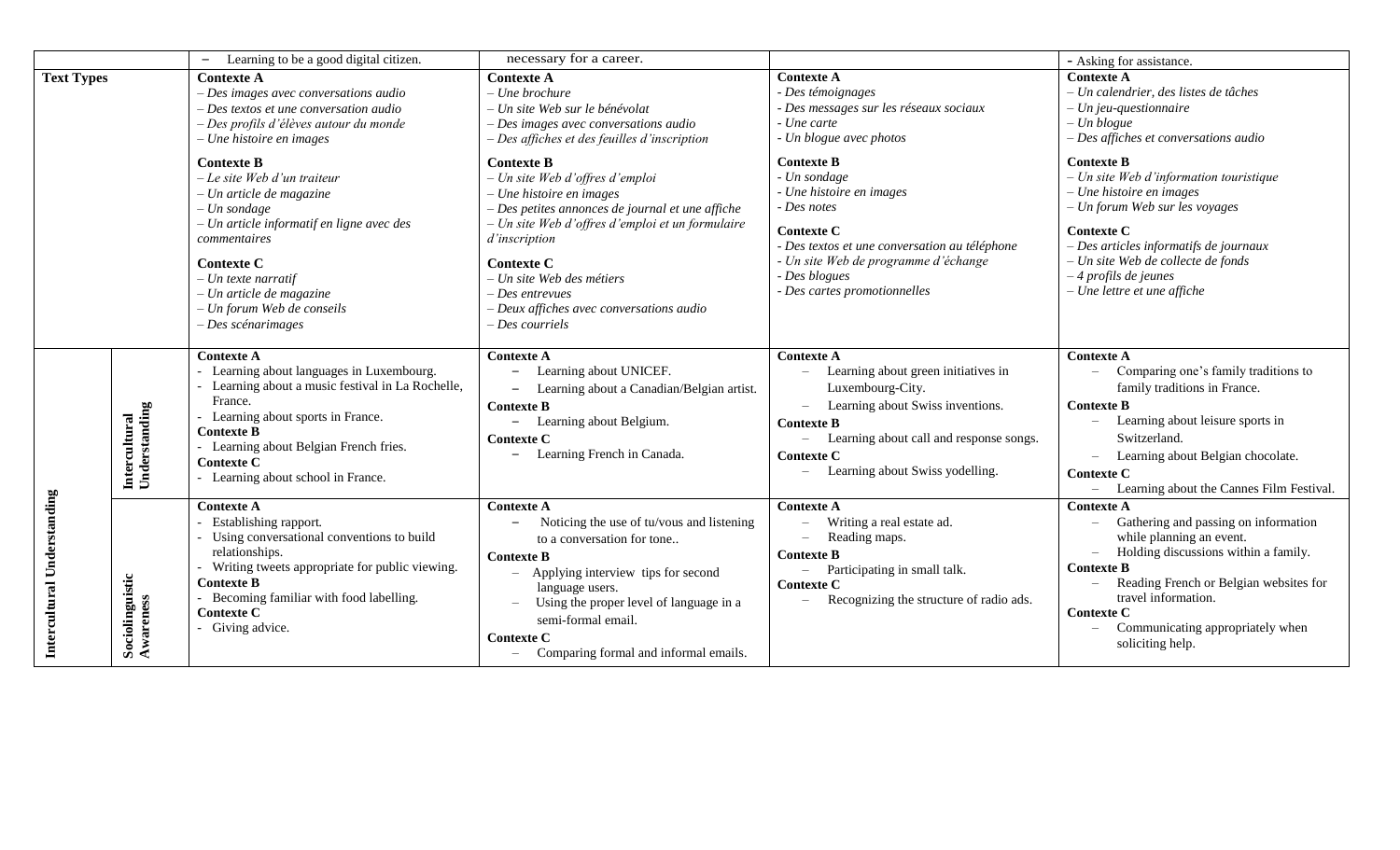| | | | | | |
|---|---|---|---|---|---|
| | | – Learning to be a good digital citizen. | necessary for a career. | | - Asking for assistance. |
| **Text Types** | | **Contexte A**<br>*– Des images avec conversations audio*<br>*– Des textos et une conversation audio*<br>*– Des profils d'élèves autour du monde*<br>*– Une histoire en images*<br><br>**Contexte B**<br>*– Le site Web d'un traiteur*<br>*– Un article de magazine*<br>*– Un sondage*<br>*– Un article informatif en ligne avec des commentaires*<br><br>**Contexte C**<br>*– Un texte narratif*<br>*– Un article de magazine*<br>*– Un forum Web de conseils*<br>*– Des scénarimages* | **Contexte A**<br>*– Une brochure*<br>*– Un site Web sur le bénévolat*<br>*– Des images avec conversations audio*<br>*– Des affiches et des feuilles d'inscription*<br><br>**Contexte B**<br>*– Un site Web d'offres d'emploi*<br>*– Une histoire en images*<br>*– Des petites annonces de journal et une affiche*<br>*– Un site Web d'offres d'emploi et un formulaire d'inscription*<br><br>**Contexte C**<br>*– Un site Web des métiers*<br>*– Des entrevues*<br>*– Deux affiches avec conversations audio*<br>*– Des courriels* | **Contexte A**<br>*- Des témoignages*<br>*- Des messages sur les réseaux sociaux*<br>*- Une carte*<br>*- Un blogue avec photos*<br><br>**Contexte B**<br>*- Un sondage*<br>*- Une histoire en images*<br>*- Des notes*<br><br>**Contexte C**<br>*- Des textos et une conversation au téléphone*<br>*- Un site Web de programme d'échange*<br>*- Des blogues*<br>*- Des cartes promotionnelles* | **Contexte A**<br>*– Un calendrier, des listes de tâches*<br>*– Un jeu-questionnaire*<br>*– Un blogue*<br>*– Des affiches et conversations audio*<br><br>**Contexte B**<br>*– Un site Web d'information touristique*<br>*– Une histoire en images*<br>*– Un forum Web sur les voyages*<br><br>**Contexte C**<br>*– Des articles informatifs de journaux*<br>*– Un site Web de collecte de fonds*<br>*– 4 profils de jeunes*<br>*– Une lettre et une affiche* |
| **Intercultural Understanding** | **Intercultural Understanding** | **Contexte A**<br>- Learning about languages in Luxembourg.<br>- Learning about a music festival in La Rochelle, France.<br>- Learning about sports in France.<br>**Contexte B**<br>- Learning about Belgian French fries.<br>**Contexte C**<br>- Learning about school in France. | **Contexte A**<br>– Learning about UNICEF.<br>– Learning about a Canadian/Belgian artist.<br>**Contexte B**<br>– Learning about Belgium.<br>**Contexte C**<br>– Learning French in Canada. | **Contexte A**<br>– Learning about green initiatives in Luxembourg-City.<br>– Learning about Swiss inventions.<br>**Contexte B**<br>– Learning about call and response songs.<br>**Contexte C**<br>– Learning about Swiss yodelling. | **Contexte A**<br>– Comparing one's family traditions to family traditions in France.<br>**Contexte B**<br>– Learning about leisure sports in Switzerland.<br>– Learning about Belgian chocolate.<br>**Contexte C**<br>– Learning about the Cannes Film Festival. |
| | **Sociolinguistic Awareness** | **Contexte A**<br>- Establishing rapport.<br>- Using conversational conventions to build relationships.<br>- Writing tweets appropriate for public viewing.<br>**Contexte B**<br>- Becoming familiar with food labelling.<br>**Contexte C**<br>- Giving advice. | **Contexte A**<br>– Noticing the use of tu/vous and listening to a conversation for tone..<br>**Contexte B**<br>– Applying interview tips for second language users.<br>– Using the proper level of language in a semi-formal email.<br>**Contexte C**<br>– Comparing formal and informal emails. | **Contexte A**<br>– Writing a real estate ad.<br>– Reading maps.<br>**Contexte B**<br>– Participating in small talk.<br>**Contexte C**<br>– Recognizing the structure of radio ads. | **Contexte A**<br>– Gathering and passing on information while planning an event.<br>– Holding discussions within a family.<br>**Contexte B**<br>– Reading French or Belgian websites for travel information.<br>**Contexte C**<br>– Communicating appropriately when soliciting help. |